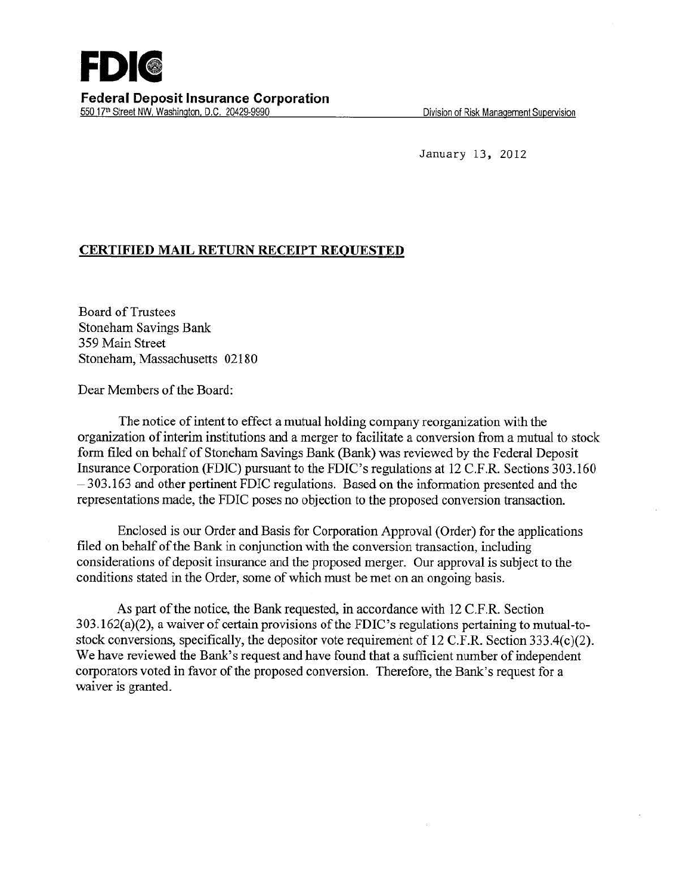**FDIC**

**Federal Deposit Insurance Corporation**
550 17th Street NW, Washington, D.C. 20429-9990

Division of Risk Management Supervision

January 13, 2012

**CERTIFIED MAIL RETURN RECEIPT REQUESTED**

Board of Trustees
Stoneham Savings Bank
359 Main Street
Stoneham, Massachusetts 02180

Dear Members of the Board:

The notice of intent to effect a mutual holding company reorganization with the organization of interim institutions and a merger to facilitate a conversion from a mutual to stock form filed on behalf of Stoneham Savings Bank (Bank) was reviewed by the Federal Deposit Insurance Corporation (FDIC) pursuant to the FDIC's regulations at 12 C.F.R. Sections 303.160 – 303.163 and other pertinent FDIC regulations. Based on the information presented and the representations made, the FDIC poses no objection to the proposed conversion transaction.

Enclosed is our Order and Basis for Corporation Approval (Order) for the applications filed on behalf of the Bank in conjunction with the conversion transaction, including considerations of deposit insurance and the proposed merger. Our approval is subject to the conditions stated in the Order, some of which must be met on an ongoing basis.

As part of the notice, the Bank requested, in accordance with 12 C.F.R. Section 303.162(a)(2), a waiver of certain provisions of the FDIC's regulations pertaining to mutual-to-stock conversions, specifically, the depositor vote requirement of 12 C.F.R. Section 333.4(c)(2). We have reviewed the Bank's request and have found that a sufficient number of independent corporators voted in favor of the proposed conversion. Therefore, the Bank's request for a waiver is granted.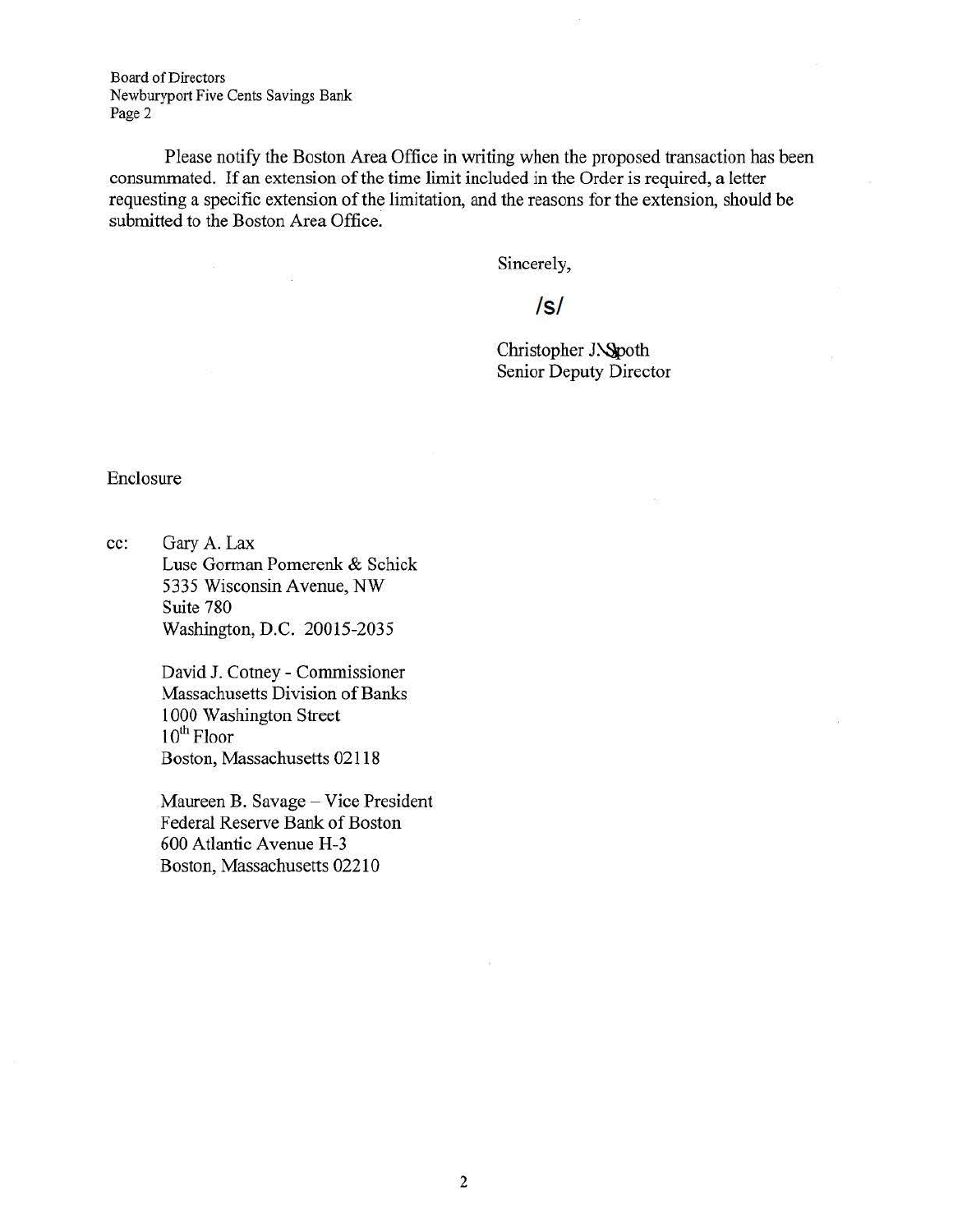Board of Directors
Newburyport Five Cents Savings Bank
Page 2

Please notify the Boston Area Office in writing when the proposed transaction has been consummated. If an extension of the time limit included in the Order is required, a letter requesting a specific extension of the limitation, and the reasons for the extension, should be submitted to the Boston Area Office.

Sincerely,

/s/

Christopher J. Spoth
Senior Deputy Director

Enclosure

cc: Gary A. Lax
Luse Gorman Pomerenk & Schick
5335 Wisconsin Avenue, NW
Suite 780
Washington, D.C. 20015-2035

David J. Cotney - Commissioner
Massachusetts Division of Banks
1000 Washington Street
10th Floor
Boston, Massachusetts 02118

Maureen B. Savage – Vice President
Federal Reserve Bank of Boston
600 Atlantic Avenue H-3
Boston, Massachusetts 02210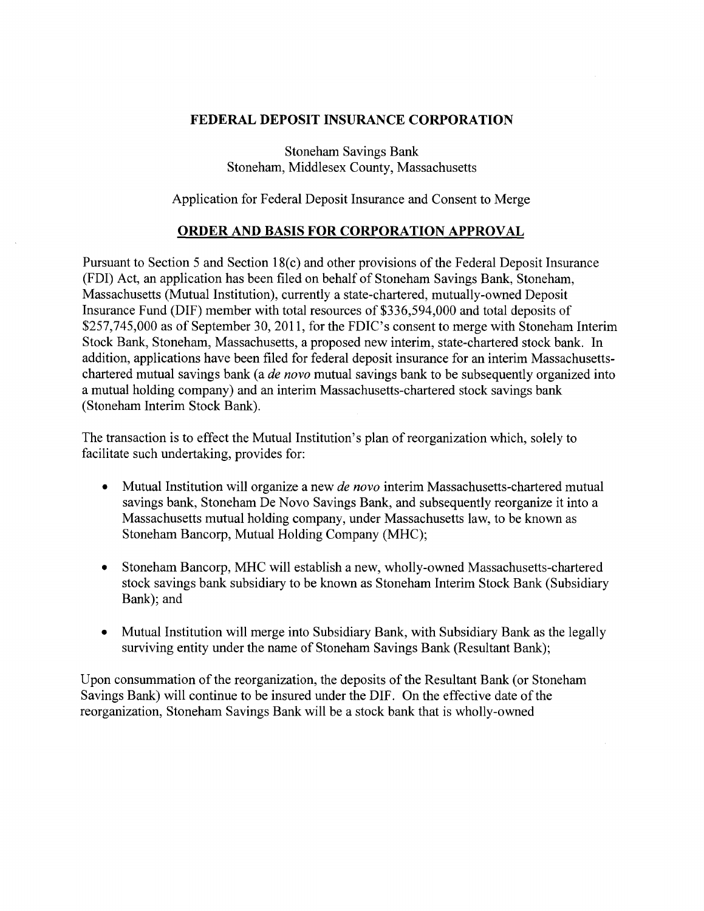**FEDERAL DEPOSIT INSURANCE CORPORATION**

Stoneham Savings Bank
Stoneham, Middlesex County, Massachusetts

Application for Federal Deposit Insurance and Consent to Merge

## ORDER AND BASIS FOR CORPORATION APPROVAL

Pursuant to Section 5 and Section 18(c) and other provisions of the Federal Deposit Insurance (FDI) Act, an application has been filed on behalf of Stoneham Savings Bank, Stoneham, Massachusetts (Mutual Institution), currently a state-chartered, mutually-owned Deposit Insurance Fund (DIF) member with total resources of $336,594,000 and total deposits of $257,745,000 as of September 30, 2011, for the FDIC's consent to merge with Stoneham Interim Stock Bank, Stoneham, Massachusetts, a proposed new interim, state-chartered stock bank. In addition, applications have been filed for federal deposit insurance for an interim Massachusetts-chartered mutual savings bank (a *de novo* mutual savings bank to be subsequently organized into a mutual holding company) and an interim Massachusetts-chartered stock savings bank (Stoneham Interim Stock Bank).

The transaction is to effect the Mutual Institution's plan of reorganization which, solely to facilitate such undertaking, provides for:

- Mutual Institution will organize a new *de novo* interim Massachusetts-chartered mutual savings bank, Stoneham De Novo Savings Bank, and subsequently reorganize it into a Massachusetts mutual holding company, under Massachusetts law, to be known as Stoneham Bancorp, Mutual Holding Company (MHC);
- Stoneham Bancorp, MHC will establish a new, wholly-owned Massachusetts-chartered stock savings bank subsidiary to be known as Stoneham Interim Stock Bank (Subsidiary Bank); and
- Mutual Institution will merge into Subsidiary Bank, with Subsidiary Bank as the legally surviving entity under the name of Stoneham Savings Bank (Resultant Bank);

Upon consummation of the reorganization, the deposits of the Resultant Bank (or Stoneham Savings Bank) will continue to be insured under the DIF. On the effective date of the reorganization, Stoneham Savings Bank will be a stock bank that is wholly-owned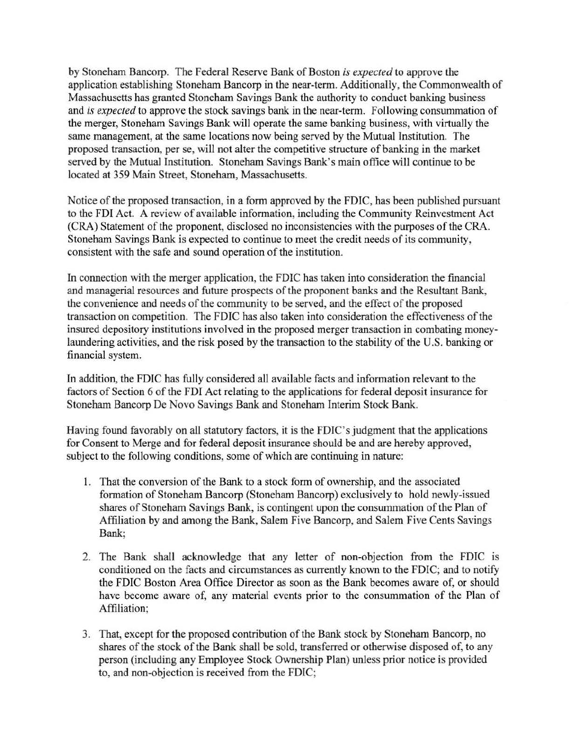by Stoneham Bancorp. The Federal Reserve Bank of Boston *is expected* to approve the application establishing Stoneham Bancorp in the near-term. Additionally, the Commonwealth of Massachusetts has granted Stoneham Savings Bank the authority to conduct banking business and *is expected* to approve the stock savings bank in the near-term. Following consummation of the merger, Stoneham Savings Bank will operate the same banking business, with virtually the same management, at the same locations now being served by the Mutual Institution. The proposed transaction, per se, will not alter the competitive structure of banking in the market served by the Mutual Institution. Stoneham Savings Bank's main office will continue to be located at 359 Main Street, Stoneham, Massachusetts.

Notice of the proposed transaction, in a form approved by the FDIC, has been published pursuant to the FDI Act. A review of available information, including the Community Reinvestment Act (CRA) Statement of the proponent, disclosed no inconsistencies with the purposes of the CRA. Stoneham Savings Bank is expected to continue to meet the credit needs of its community, consistent with the safe and sound operation of the institution.

In connection with the merger application, the FDIC has taken into consideration the financial and managerial resources and future prospects of the proponent banks and the Resultant Bank, the convenience and needs of the community to be served, and the effect of the proposed transaction on competition. The FDIC has also taken into consideration the effectiveness of the insured depository institutions involved in the proposed merger transaction in combating money-laundering activities, and the risk posed by the transaction to the stability of the U.S. banking or financial system.

In addition, the FDIC has fully considered all available facts and information relevant to the factors of Section 6 of the FDI Act relating to the applications for federal deposit insurance for Stoneham Bancorp De Novo Savings Bank and Stoneham Interim Stock Bank.

Having found favorably on all statutory factors, it is the FDIC's judgment that the applications for Consent to Merge and for federal deposit insurance should be and are hereby approved, subject to the following conditions, some of which are continuing in nature:

1. That the conversion of the Bank to a stock form of ownership, and the associated formation of Stoneham Bancorp (Stoneham Bancorp) exclusively to hold newly-issued shares of Stoneham Savings Bank, is contingent upon the consummation of the Plan of Affiliation by and among the Bank, Salem Five Bancorp, and Salem Five Cents Savings Bank;

2. The Bank shall acknowledge that any letter of non-objection from the FDIC is conditioned on the facts and circumstances as currently known to the FDIC; and to notify the FDIC Boston Area Office Director as soon as the Bank becomes aware of, or should have become aware of, any material events prior to the consummation of the Plan of Affiliation;

3. That, except for the proposed contribution of the Bank stock by Stoneham Bancorp, no shares of the stock of the Bank shall be sold, transferred or otherwise disposed of, to any person (including any Employee Stock Ownership Plan) unless prior notice is provided to, and non-objection is received from the FDIC;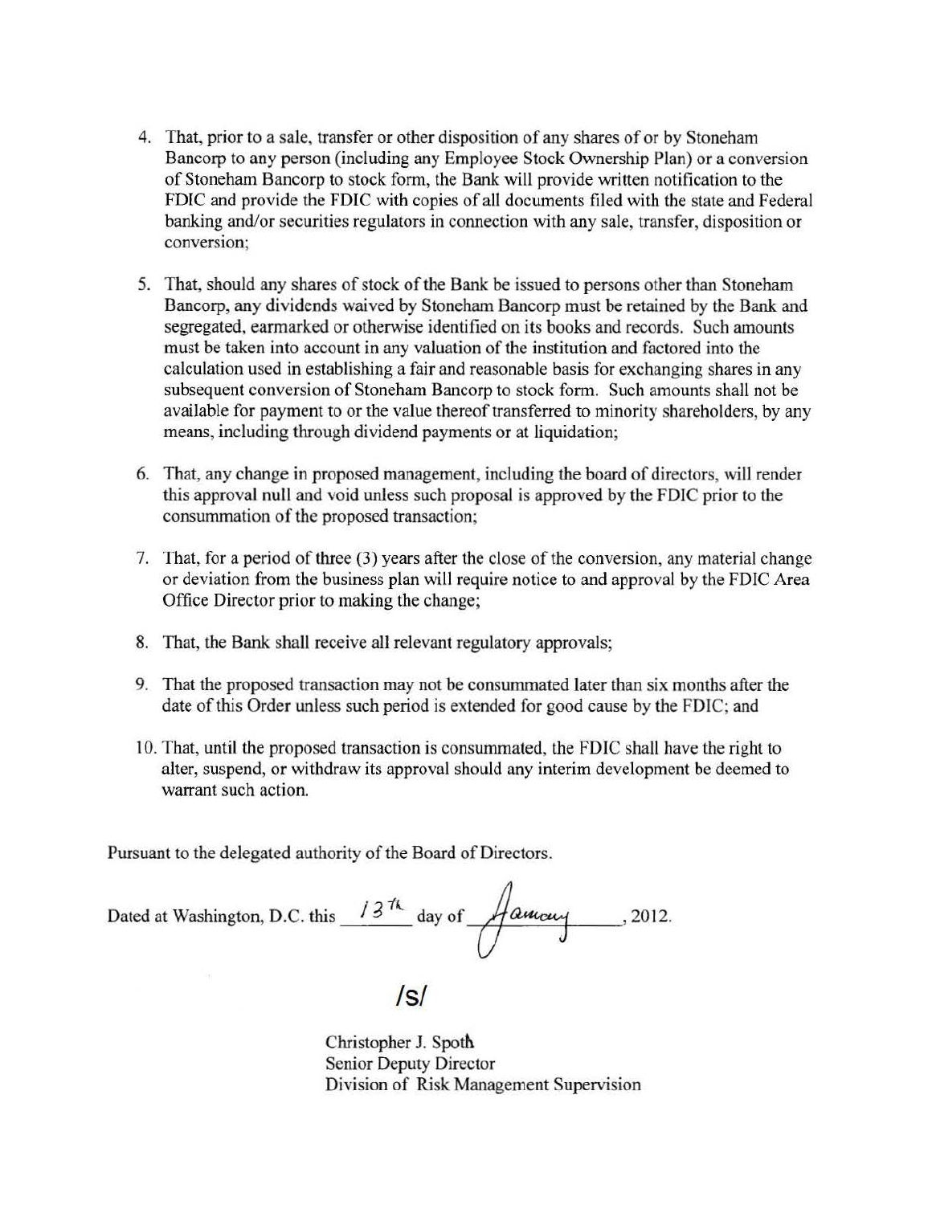4. That, prior to a sale, transfer or other disposition of any shares of or by Stoneham Bancorp to any person (including any Employee Stock Ownership Plan) or a conversion of Stoneham Bancorp to stock form, the Bank will provide written notification to the FDIC and provide the FDIC with copies of all documents filed with the state and Federal banking and/or securities regulators in connection with any sale, transfer, disposition or conversion;

5. That, should any shares of stock of the Bank be issued to persons other than Stoneham Bancorp, any dividends waived by Stoneham Bancorp must be retained by the Bank and segregated, earmarked or otherwise identified on its books and records. Such amounts must be taken into account in any valuation of the institution and factored into the calculation used in establishing a fair and reasonable basis for exchanging shares in any subsequent conversion of Stoneham Bancorp to stock form. Such amounts shall not be available for payment to or the value thereof transferred to minority shareholders, by any means, including through dividend payments or at liquidation;

6. That, any change in proposed management, including the board of directors, will render this approval null and void unless such proposal is approved by the FDIC prior to the consummation of the proposed transaction;

7. That, for a period of three (3) years after the close of the conversion, any material change or deviation from the business plan will require notice to and approval by the FDIC Area Office Director prior to making the change;

8. That, the Bank shall receive all relevant regulatory approvals;

9. That the proposed transaction may not be consummated later than six months after the date of this Order unless such period is extended for good cause by the FDIC; and

10. That, until the proposed transaction is consummated, the FDIC shall have the right to alter, suspend, or withdraw its approval should any interim development be deemed to warrant such action.

Pursuant to the delegated authority of the Board of Directors.

Dated at Washington, D.C. this 13th day of January, 2012.

/s/

Christopher J. Spoth
Senior Deputy Director
Division of Risk Management Supervision